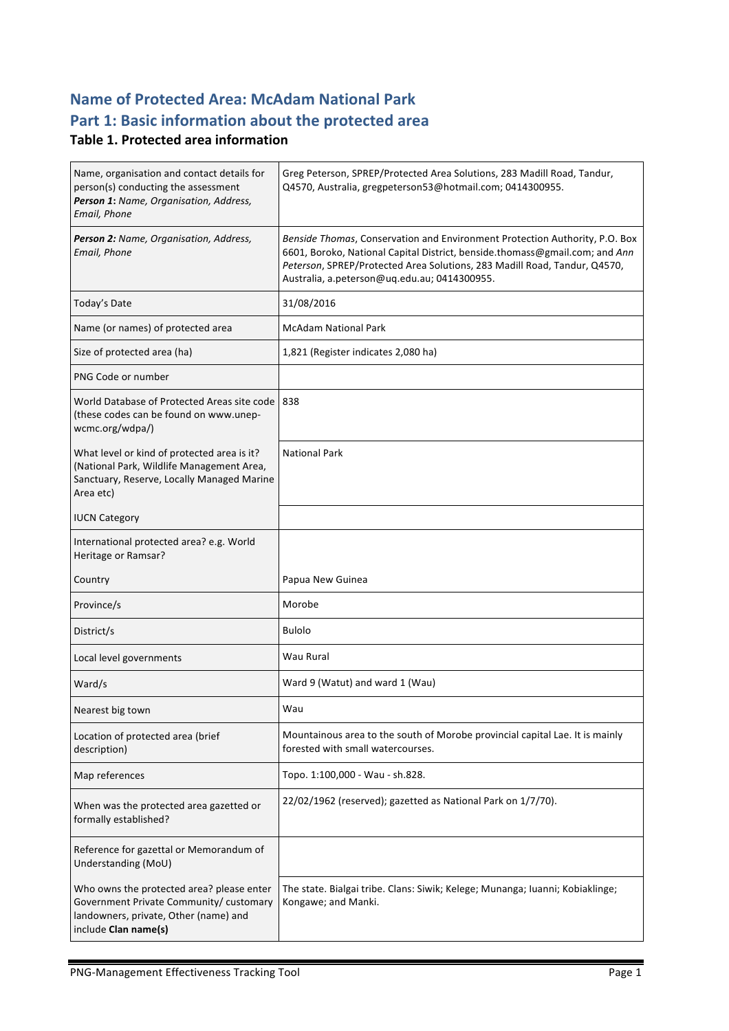## Name of Protected Area: McAdam National Park

## Part 1: Basic information about the protected area

### Table 1. Protected area information

| | |
|---|---|
| Name, organisation and contact details for person(s) conducting the assessment ***Person 1**: Name, Organisation, Address, Email, Phone* | Greg Peterson, SPREP/Protected Area Solutions, 283 Madill Road, Tandur, Q4570, Australia, gregpeterson53@hotmail.com; 0414300955. |
| ***Person 2:** Name, Organisation, Address, Email, Phone* | *Benside Thomas*, Conservation and Environment Protection Authority, P.O. Box 6601, Boroko, National Capital District, benside.thomass@gmail.com; and *Ann Peterson*, SPREP/Protected Area Solutions, 283 Madill Road, Tandur, Q4570, Australia, a.peterson@uq.edu.au; 0414300955. |
| Today's Date | 31/08/2016 |
| Name (or names) of protected area | McAdam National Park |
| Size of protected area (ha) | 1,821 (Register indicates 2,080 ha) |
| PNG Code or number | |
| World Database of Protected Areas site code (these codes can be found on www.unep-wcmc.org/wdpa/) | 838 |
| What level or kind of protected area is it? (National Park, Wildlife Management Area, Sanctuary, Reserve, Locally Managed Marine Area etc) | National Park |
| IUCN Category | |
| International protected area? e.g. World Heritage or Ramsar? | |
| Country | Papua New Guinea |
| Province/s | Morobe |
| District/s | Bulolo |
| Local level governments | Wau Rural |
| Ward/s | Ward 9 (Watut) and ward 1 (Wau) |
| Nearest big town | Wau |
| Location of protected area (brief description) | Mountainous area to the south of Morobe provincial capital Lae. It is mainly forested with small watercourses. |
| Map references | Topo. 1:100,000 - Wau - sh.828. |
| When was the protected area gazetted or formally established? | 22/02/1962 (reserved); gazetted as National Park on 1/7/70). |
| Reference for gazettal or Memorandum of Understanding (MoU) | |
| Who owns the protected area? please enter Government Private Community/ customary landowners, private, Other (name) and include **Clan name(s)** | The state. Bialgai tribe. Clans: Siwik; Kelege; Munanga; Iuanni; Kobiaklinge; Kongawe; and Manki. |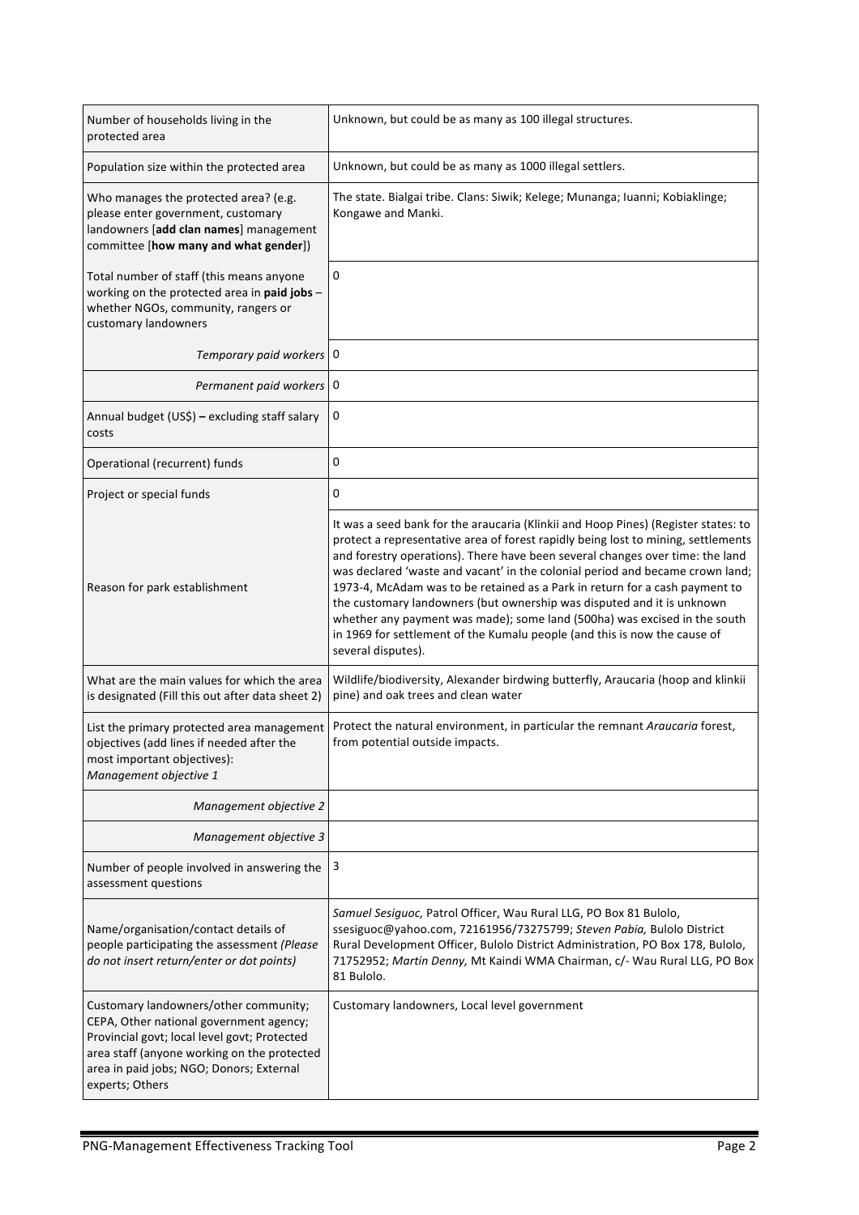| | |
|---|---|
| Number of households living in the protected area | Unknown, but could be as many as 100 illegal structures. |
| Population size within the protected area | Unknown, but could be as many as 1000 illegal settlers. |
| Who manages the protected area? (e.g. please enter government, customary landowners [**add clan names**] management committee [**how many and what gender**]) | The state. Bialgai tribe. Clans: Siwik; Kelege; Munanga; Iuanni; Kobiaklinge; Kongawe and Manki. |
| Total number of staff (this means anyone working on the protected area in **paid jobs** – whether NGOs, community, rangers or customary landowners | 0 |
| *Temporary paid workers* | 0 |
| *Permanent paid workers* | 0 |
| Annual budget (US$) **–** excluding staff salary costs | 0 |
| Operational (recurrent) funds | 0 |
| Project or special funds | 0 |
| Reason for park establishment | It was a seed bank for the araucaria (Klinkii and Hoop Pines) (Register states: to protect a representative area of forest rapidly being lost to mining, settlements and forestry operations). There have been several changes over time: the land was declared 'waste and vacant' in the colonial period and became crown land; 1973-4, McAdam was to be retained as a Park in return for a cash payment to the customary landowners (but ownership was disputed and it is unknown whether any payment was made); some land (500ha) was excised in the south in 1969 for settlement of the Kumalu people (and this is now the cause of several disputes). |
| What are the main values for which the area is designated (Fill this out after data sheet 2) | Wildlife/biodiversity, Alexander birdwing butterfly, Araucaria (hoop and klinkii pine) and oak trees and clean water |
| List the primary protected area management objectives (add lines if needed after the most important objectives): *Management objective 1* | Protect the natural environment, in particular the remnant *Araucaria* forest, from potential outside impacts. |
| *Management objective 2* | |
| *Management objective 3* | |
| Number of people involved in answering the assessment questions | 3 |
| Name/organisation/contact details of people participating the assessment *(Please do not insert return/enter or dot points)* | *Samuel Sesiguoc,* Patrol Officer, Wau Rural LLG, PO Box 81 Bulolo, ssesiguoc@yahoo.com, 72161956/73275799; *Steven Pabia,* Bulolo District Rural Development Officer, Bulolo District Administration, PO Box 178, Bulolo, 71752952; *Martin Denny,* Mt Kaindi WMA Chairman, c/- Wau Rural LLG, PO Box 81 Bulolo. |
| Customary landowners/other community; CEPA, Other national government agency; Provincial govt; local level govt; Protected area staff (anyone working on the protected area in paid jobs; NGO; Donors; External experts; Others | Customary landowners, Local level government |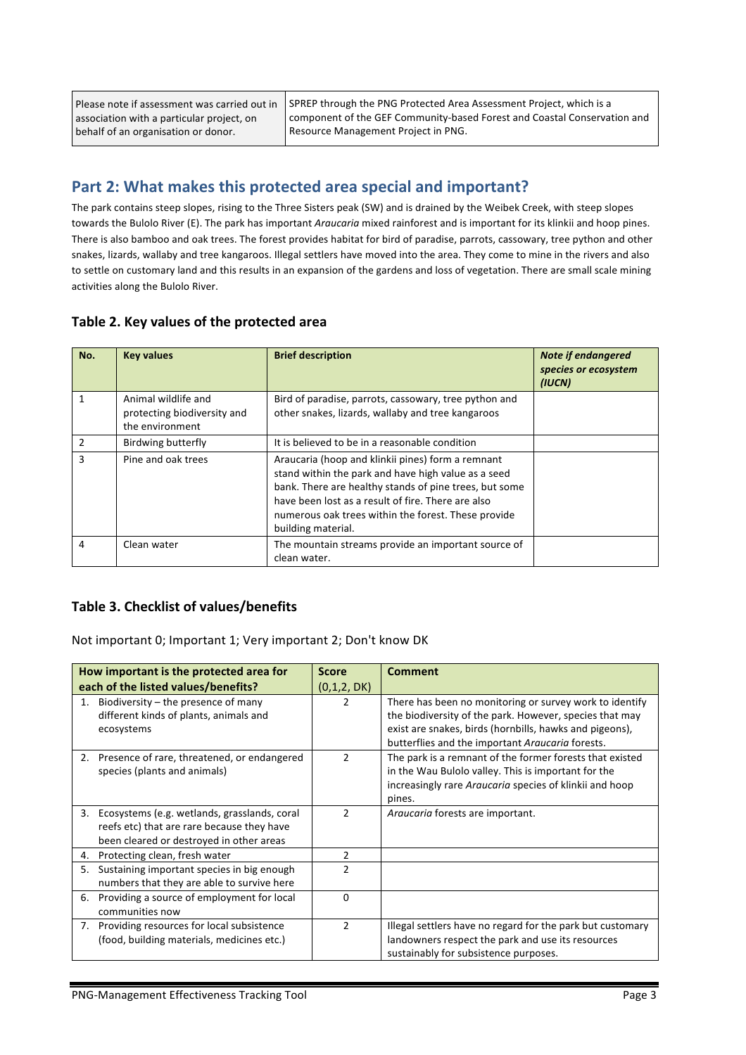| Please note if assessment was carried out in association with a particular project, on behalf of an organisation or donor. | SPREP through the PNG Protected Area Assessment Project, which is a component of the GEF Community-based Forest and Coastal Conservation and Resource Management Project in PNG. |
|---|---|

## Part 2: What makes this protected area special and important?

The park contains steep slopes, rising to the Three Sisters peak (SW) and is drained by the Weibek Creek, with steep slopes towards the Bulolo River (E). The park has important *Araucaria* mixed rainforest and is important for its klinkii and hoop pines. There is also bamboo and oak trees. The forest provides habitat for bird of paradise, parrots, cassowary, tree python and other snakes, lizards, wallaby and tree kangaroos. Illegal settlers have moved into the area. They come to mine in the rivers and also to settle on customary land and this results in an expansion of the gardens and loss of vegetation. There are small scale mining activities along the Bulolo River.

### Table 2. Key values of the protected area

| No. | Key values | Brief description | *Note if endangered species or ecosystem (IUCN)* |
|---|---|---|---|
| 1 | Animal wildlife and protecting biodiversity and the environment | Bird of paradise, parrots, cassowary, tree python and other snakes, lizards, wallaby and tree kangaroos | |
| 2 | Birdwing butterfly | It is believed to be in a reasonable condition | |
| 3 | Pine and oak trees | Araucaria (hoop and klinkii pines) form a remnant stand within the park and have high value as a seed bank. There are healthy stands of pine trees, but some have been lost as a result of fire. There are also numerous oak trees within the forest. These provide building material. | |
| 4 | Clean water | The mountain streams provide an important source of clean water. | |

### Table 3. Checklist of values/benefits

Not important 0; Important 1; Very important 2; Don't know DK

| How important is the protected area for each of the listed values/benefits? | Score (0,1,2, DK) | Comment |
|---|---|---|
| 1. Biodiversity – the presence of many different kinds of plants, animals and ecosystems | 2 | There has been no monitoring or survey work to identify the biodiversity of the park. However, species that may exist are snakes, birds (hornbills, hawks and pigeons), butterflies and the important *Araucaria* forests. |
| 2. Presence of rare, threatened, or endangered species (plants and animals) | 2 | The park is a remnant of the former forests that existed in the Wau Bulolo valley. This is important for the increasingly rare *Araucaria* species of klinkii and hoop pines. |
| 3. Ecosystems (e.g. wetlands, grasslands, coral reefs etc) that are rare because they have been cleared or destroyed in other areas | 2 | *Araucaria* forests are important. |
| 4. Protecting clean, fresh water | 2 | |
| 5. Sustaining important species in big enough numbers that they are able to survive here | 2 | |
| 6. Providing a source of employment for local communities now | 0 | |
| 7. Providing resources for local subsistence (food, building materials, medicines etc.) | 2 | Illegal settlers have no regard for the park but customary landowners respect the park and use its resources sustainably for subsistence purposes. |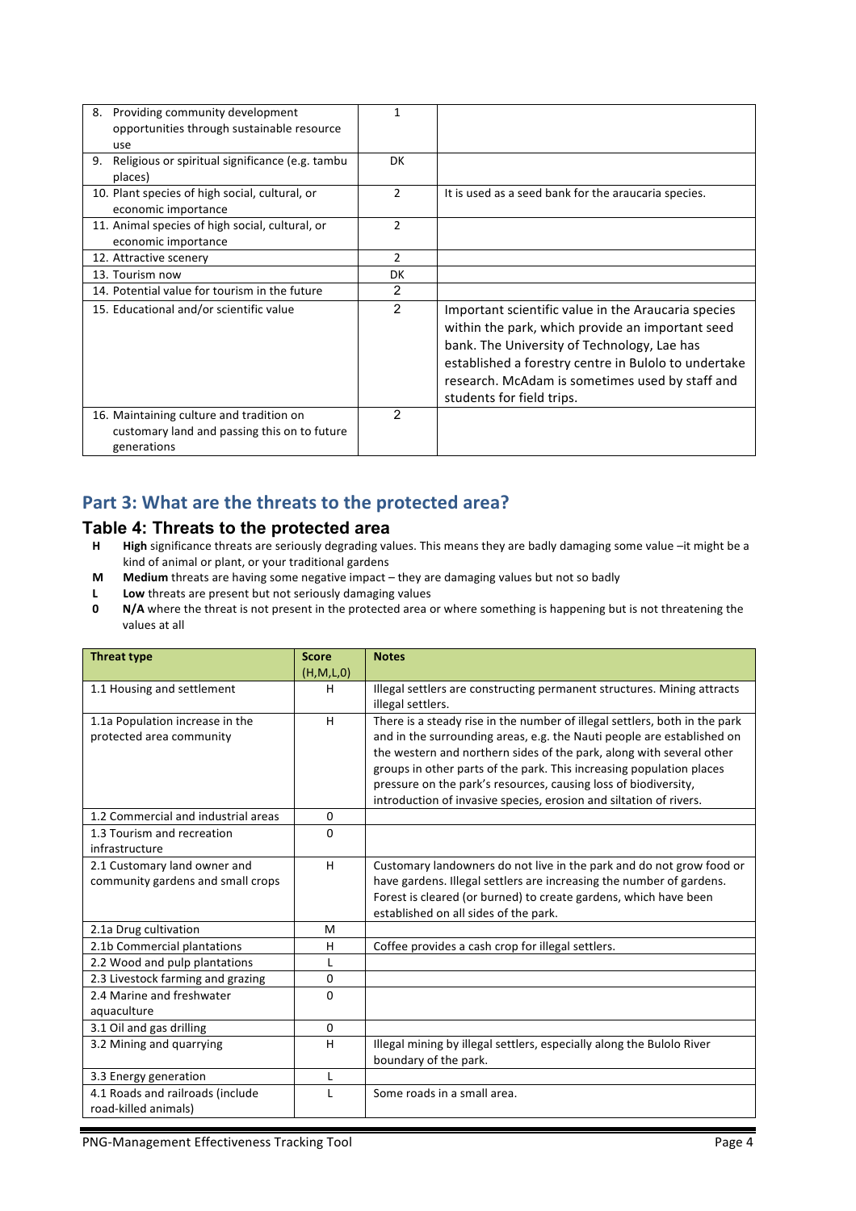| | | |
|---|---|---|
| 8. Providing community development opportunities through sustainable resource use | 1 | |
| 9. Religious or spiritual significance (e.g. tambu places) | DK | |
| 10. Plant species of high social, cultural, or economic importance | 2 | It is used as a seed bank for the araucaria species. |
| 11. Animal species of high social, cultural, or economic importance | 2 | |
| 12. Attractive scenery | 2 | |
| 13. Tourism now | DK | |
| 14. Potential value for tourism in the future | 2 | |
| 15. Educational and/or scientific value | 2 | Important scientific value in the Araucaria species within the park, which provide an important seed bank. The University of Technology, Lae has established a forestry centre in Bulolo to undertake research. McAdam is sometimes used by staff and students for field trips. |
| 16. Maintaining culture and tradition on customary land and passing this on to future generations | 2 | |

## Part 3: What are the threats to the protected area?

### Table 4: Threats to the protected area

- **H** **High** significance threats are seriously degrading values. This means they are badly damaging some value –it might be a kind of animal or plant, or your traditional gardens
- **M** **Medium** threats are having some negative impact – they are damaging values but not so badly
- **L** **Low** threats are present but not seriously damaging values
- **0** **N/A** where the threat is not present in the protected area or where something is happening but is not threatening the values at all

| Threat type | Score (H,M,L,0) | Notes |
|---|---|---|
| 1.1 Housing and settlement | H | Illegal settlers are constructing permanent structures. Mining attracts illegal settlers. |
| 1.1a Population increase in the protected area community | H | There is a steady rise in the number of illegal settlers, both in the park and in the surrounding areas, e.g. the Nauti people are established on the western and northern sides of the park, along with several other groups in other parts of the park. This increasing population places pressure on the park's resources, causing loss of biodiversity, introduction of invasive species, erosion and siltation of rivers. |
| 1.2 Commercial and industrial areas | 0 | |
| 1.3 Tourism and recreation infrastructure | 0 | |
| 2.1 Customary land owner and community gardens and small crops | H | Customary landowners do not live in the park and do not grow food or have gardens. Illegal settlers are increasing the number of gardens. Forest is cleared (or burned) to create gardens, which have been established on all sides of the park. |
| 2.1a Drug cultivation | M | |
| 2.1b Commercial plantations | H | Coffee provides a cash crop for illegal settlers. |
| 2.2 Wood and pulp plantations | L | |
| 2.3 Livestock farming and grazing | 0 | |
| 2.4 Marine and freshwater aquaculture | 0 | |
| 3.1 Oil and gas drilling | 0 | |
| 3.2 Mining and quarrying | H | Illegal mining by illegal settlers, especially along the Bulolo River boundary of the park. |
| 3.3 Energy generation | L | |
| 4.1 Roads and railroads (include road-killed animals) | L | Some roads in a small area. |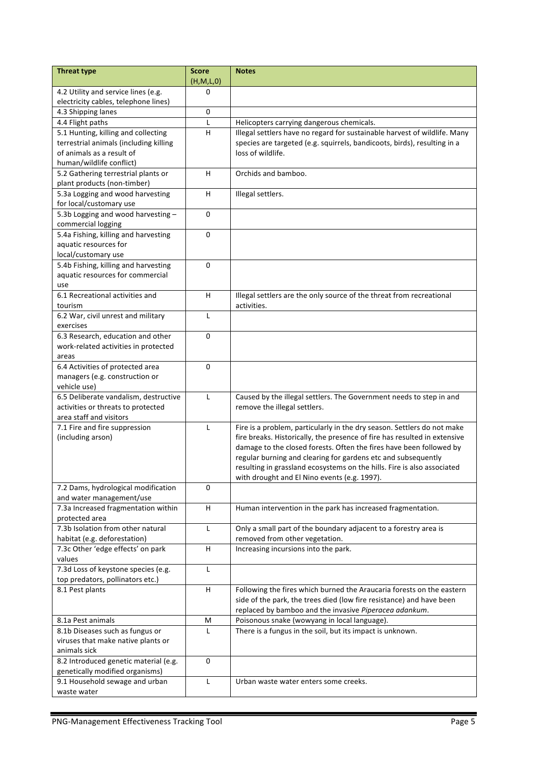| Threat type | Score (H,M,L,0) | Notes |
|---|---|---|
| 4.2 Utility and service lines (e.g. electricity cables, telephone lines) | 0 | |
| 4.3 Shipping lanes | 0 | |
| 4.4 Flight paths | L | Helicopters carrying dangerous chemicals. |
| 5.1 Hunting, killing and collecting terrestrial animals (including killing of animals as a result of human/wildlife conflict) | H | Illegal settlers have no regard for sustainable harvest of wildlife. Many species are targeted (e.g. squirrels, bandicoots, birds), resulting in a loss of wildlife. |
| 5.2 Gathering terrestrial plants or plant products (non-timber) | H | Orchids and bamboo. |
| 5.3a Logging and wood harvesting for local/customary use | H | Illegal settlers. |
| 5.3b Logging and wood harvesting – commercial logging | 0 | |
| 5.4a Fishing, killing and harvesting aquatic resources for local/customary use | 0 | |
| 5.4b Fishing, killing and harvesting aquatic resources for commercial use | 0 | |
| 6.1 Recreational activities and tourism | H | Illegal settlers are the only source of the threat from recreational activities. |
| 6.2 War, civil unrest and military exercises | L | |
| 6.3 Research, education and other work-related activities in protected areas | 0 | |
| 6.4 Activities of protected area managers (e.g. construction or vehicle use) | 0 | |
| 6.5 Deliberate vandalism, destructive activities or threats to protected area staff and visitors | L | Caused by the illegal settlers. The Government needs to step in and remove the illegal settlers. |
| 7.1 Fire and fire suppression (including arson) | L | Fire is a problem, particularly in the dry season. Settlers do not make fire breaks. Historically, the presence of fire has resulted in extensive damage to the closed forests. Often the fires have been followed by regular burning and clearing for gardens etc and subsequently resulting in grassland ecosystems on the hills. Fire is also associated with drought and El Nino events (e.g. 1997). |
| 7.2 Dams, hydrological modification and water management/use | 0 | |
| 7.3a Increased fragmentation within protected area | H | Human intervention in the park has increased fragmentation. |
| 7.3b Isolation from other natural habitat (e.g. deforestation) | L | Only a small part of the boundary adjacent to a forestry area is removed from other vegetation. |
| 7.3c Other 'edge effects' on park values | H | Increasing incursions into the park. |
| 7.3d Loss of keystone species (e.g. top predators, pollinators etc.) | L | |
| 8.1 Pest plants | H | Following the fires which burned the Araucaria forests on the eastern side of the park, the trees died (low fire resistance) and have been replaced by bamboo and the invasive *Piperacea adankum*. |
| 8.1a Pest animals | M | Poisonous snake (wowyang in local language). |
| 8.1b Diseases such as fungus or viruses that make native plants or animals sick | L | There is a fungus in the soil, but its impact is unknown. |
| 8.2 Introduced genetic material (e.g. genetically modified organisms) | 0 | |
| 9.1 Household sewage and urban waste water | L | Urban waste water enters some creeks. |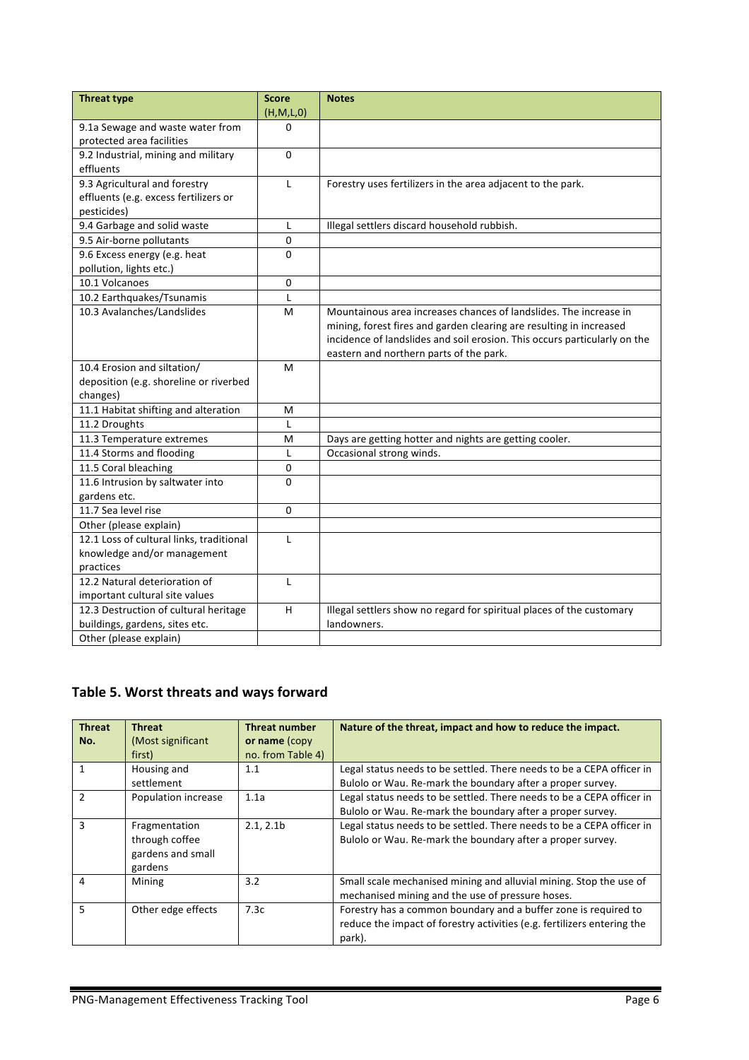| Threat type | Score (H,M,L,0) | Notes |
|---|---|---|
| 9.1a Sewage and waste water from protected area facilities | 0 | |
| 9.2 Industrial, mining and military effluents | 0 | |
| 9.3 Agricultural and forestry effluents (e.g. excess fertilizers or pesticides) | L | Forestry uses fertilizers in the area adjacent to the park. |
| 9.4 Garbage and solid waste | L | Illegal settlers discard household rubbish. |
| 9.5 Air-borne pollutants | 0 | |
| 9.6 Excess energy (e.g. heat pollution, lights etc.) | 0 | |
| 10.1 Volcanoes | 0 | |
| 10.2 Earthquakes/Tsunamis | L | |
| 10.3 Avalanches/Landslides | M | Mountainous area increases chances of landslides. The increase in mining, forest fires and garden clearing are resulting in increased incidence of landslides and soil erosion. This occurs particularly on the eastern and northern parts of the park. |
| 10.4 Erosion and siltation/ deposition (e.g. shoreline or riverbed changes) | M | |
| 11.1 Habitat shifting and alteration | M | |
| 11.2 Droughts | L | |
| 11.3 Temperature extremes | M | Days are getting hotter and nights are getting cooler. |
| 11.4 Storms and flooding | L | Occasional strong winds. |
| 11.5 Coral bleaching | 0 | |
| 11.6 Intrusion by saltwater into gardens etc. | 0 | |
| 11.7 Sea level rise | 0 | |
| Other (please explain) | | |
| 12.1 Loss of cultural links, traditional knowledge and/or management practices | L | |
| 12.2 Natural deterioration of important cultural site values | L | |
| 12.3 Destruction of cultural heritage buildings, gardens, sites etc. | H | Illegal settlers show no regard for spiritual places of the customary landowners. |
| Other (please explain) | | |

## Table 5. Worst threats and ways forward

| Threat No. | Threat (Most significant first) | Threat number or name (copy no. from Table 4) | Nature of the threat, impact and how to reduce the impact. |
|---|---|---|---|
| 1 | Housing and settlement | 1.1 | Legal status needs to be settled. There needs to be a CEPA officer in Bulolo or Wau. Re-mark the boundary after a proper survey. |
| 2 | Population increase | 1.1a | Legal status needs to be settled. There needs to be a CEPA officer in Bulolo or Wau. Re-mark the boundary after a proper survey. |
| 3 | Fragmentation through coffee gardens and small gardens | 2.1, 2.1b | Legal status needs to be settled. There needs to be a CEPA officer in Bulolo or Wau. Re-mark the boundary after a proper survey. |
| 4 | Mining | 3.2 | Small scale mechanised mining and alluvial mining. Stop the use of mechanised mining and the use of pressure hoses. |
| 5 | Other edge effects | 7.3c | Forestry has a common boundary and a buffer zone is required to reduce the impact of forestry activities (e.g. fertilizers entering the park). |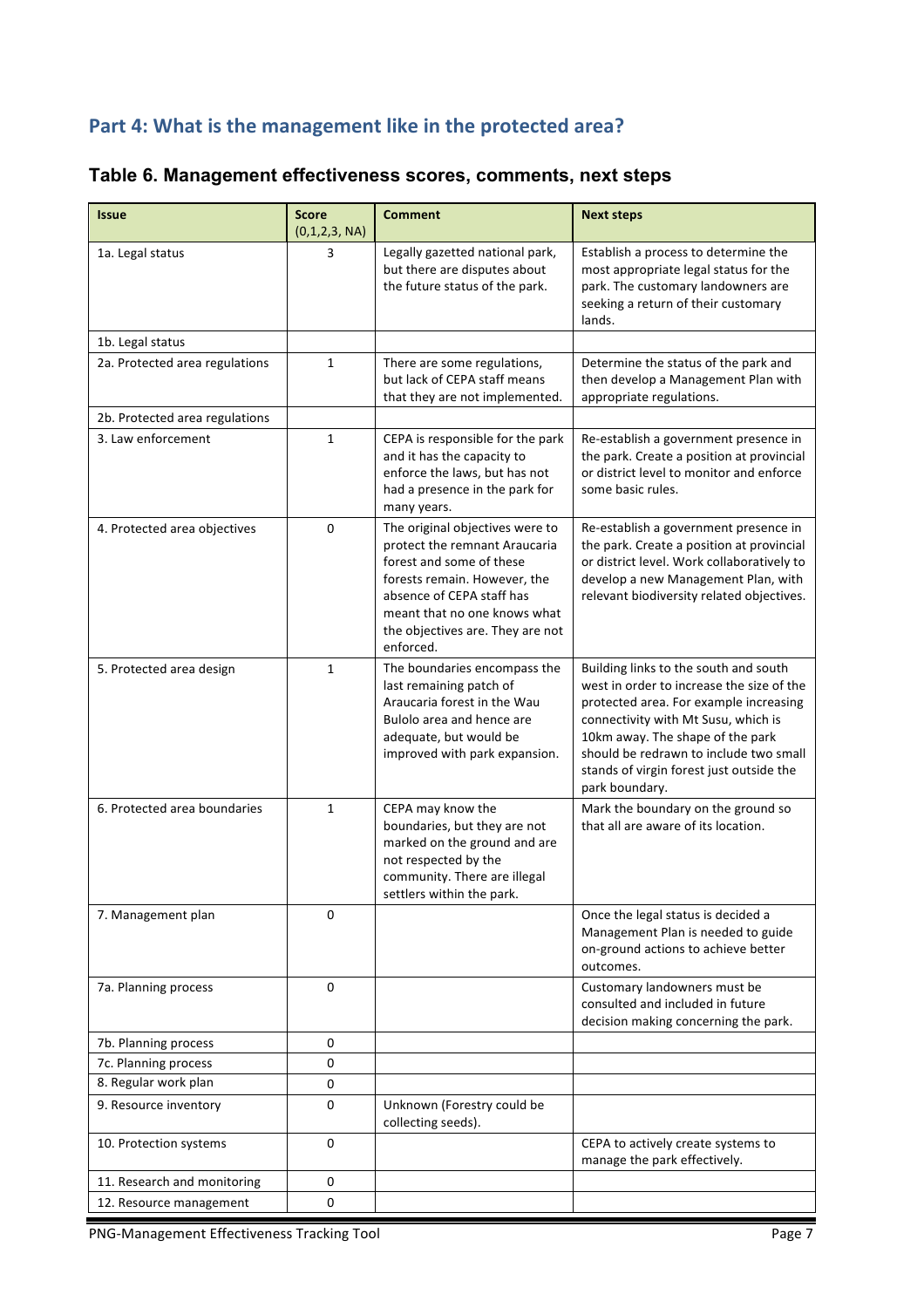## Part 4: What is the management like in the protected area?

### Table 6. Management effectiveness scores, comments, next steps

| Issue | Score (0,1,2,3, NA) | Comment | Next steps |
|---|---|---|---|
| 1a. Legal status | 3 | Legally gazetted national park, but there are disputes about the future status of the park. | Establish a process to determine the most appropriate legal status for the park. The customary landowners are seeking a return of their customary lands. |
| 1b. Legal status | | | |
| 2a. Protected area regulations | 1 | There are some regulations, but lack of CEPA staff means that they are not implemented. | Determine the status of the park and then develop a Management Plan with appropriate regulations. |
| 2b. Protected area regulations | | | |
| 3. Law enforcement | 1 | CEPA is responsible for the park and it has the capacity to enforce the laws, but has not had a presence in the park for many years. | Re-establish a government presence in the park. Create a position at provincial or district level to monitor and enforce some basic rules. |
| 4. Protected area objectives | 0 | The original objectives were to protect the remnant Araucaria forest and some of these forests remain. However, the absence of CEPA staff has meant that no one knows what the objectives are. They are not enforced. | Re-establish a government presence in the park. Create a position at provincial or district level. Work collaboratively to develop a new Management Plan, with relevant biodiversity related objectives. |
| 5. Protected area design | 1 | The boundaries encompass the last remaining patch of Araucaria forest in the Wau Bulolo area and hence are adequate, but would be improved with park expansion. | Building links to the south and south west in order to increase the size of the protected area. For example increasing connectivity with Mt Susu, which is 10km away. The shape of the park should be redrawn to include two small stands of virgin forest just outside the park boundary. |
| 6. Protected area boundaries | 1 | CEPA may know the boundaries, but they are not marked on the ground and are not respected by the community. There are illegal settlers within the park. | Mark the boundary on the ground so that all are aware of its location. |
| 7. Management plan | 0 | | Once the legal status is decided a Management Plan is needed to guide on-ground actions to achieve better outcomes. |
| 7a. Planning process | 0 | | Customary landowners must be consulted and included in future decision making concerning the park. |
| 7b. Planning process | 0 | | |
| 7c. Planning process | 0 | | |
| 8. Regular work plan | 0 | | |
| 9. Resource inventory | 0 | Unknown (Forestry could be collecting seeds). | |
| 10. Protection systems | 0 | | CEPA to actively create systems to manage the park effectively. |
| 11. Research and monitoring | 0 | | |
| 12. Resource management | 0 | | |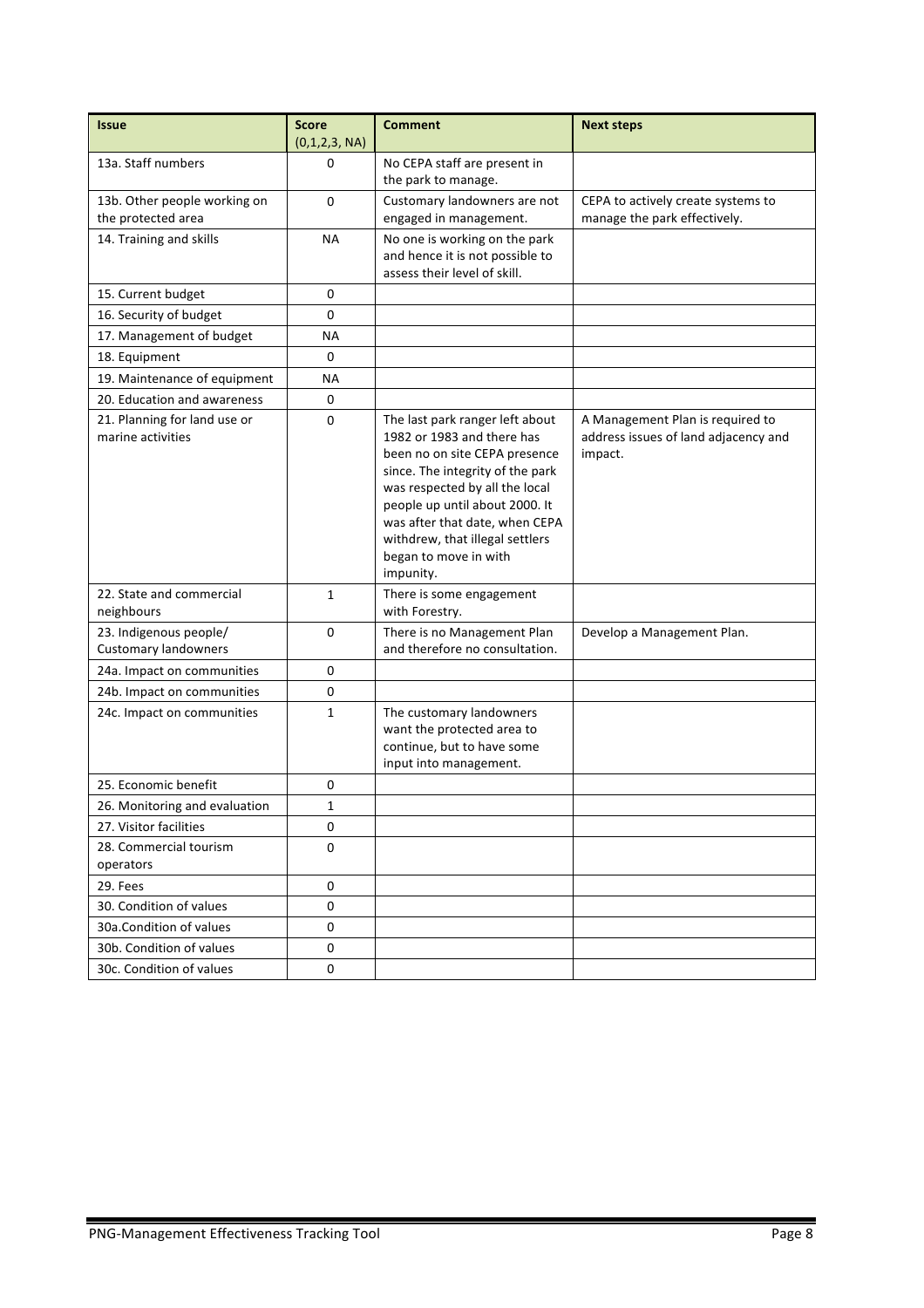| Issue | Score (0,1,2,3, NA) | Comment | Next steps |
|---|---|---|---|
| 13a. Staff numbers | 0 | No CEPA staff are present in the park to manage. | |
| 13b. Other people working on the protected area | 0 | Customary landowners are not engaged in management. | CEPA to actively create systems to manage the park effectively. |
| 14. Training and skills | NA | No one is working on the park and hence it is not possible to assess their level of skill. | |
| 15. Current budget | 0 | | |
| 16. Security of budget | 0 | | |
| 17. Management of budget | NA | | |
| 18. Equipment | 0 | | |
| 19. Maintenance of equipment | NA | | |
| 20. Education and awareness | 0 | | |
| 21. Planning for land use or marine activities | 0 | The last park ranger left about 1982 or 1983 and there has been no on site CEPA presence since. The integrity of the park was respected by all the local people up until about 2000. It was after that date, when CEPA withdrew, that illegal settlers began to move in with impunity. | A Management Plan is required to address issues of land adjacency and impact. |
| 22. State and commercial neighbours | 1 | There is some engagement with Forestry. | |
| 23. Indigenous people/ Customary landowners | 0 | There is no Management Plan and therefore no consultation. | Develop a Management Plan. |
| 24a. Impact on communities | 0 | | |
| 24b. Impact on communities | 0 | | |
| 24c. Impact on communities | 1 | The customary landowners want the protected area to continue, but to have some input into management. | |
| 25. Economic benefit | 0 | | |
| 26. Monitoring and evaluation | 1 | | |
| 27. Visitor facilities | 0 | | |
| 28. Commercial tourism operators | 0 | | |
| 29. Fees | 0 | | |
| 30. Condition of values | 0 | | |
| 30a.Condition of values | 0 | | |
| 30b. Condition of values | 0 | | |
| 30c. Condition of values | 0 | | |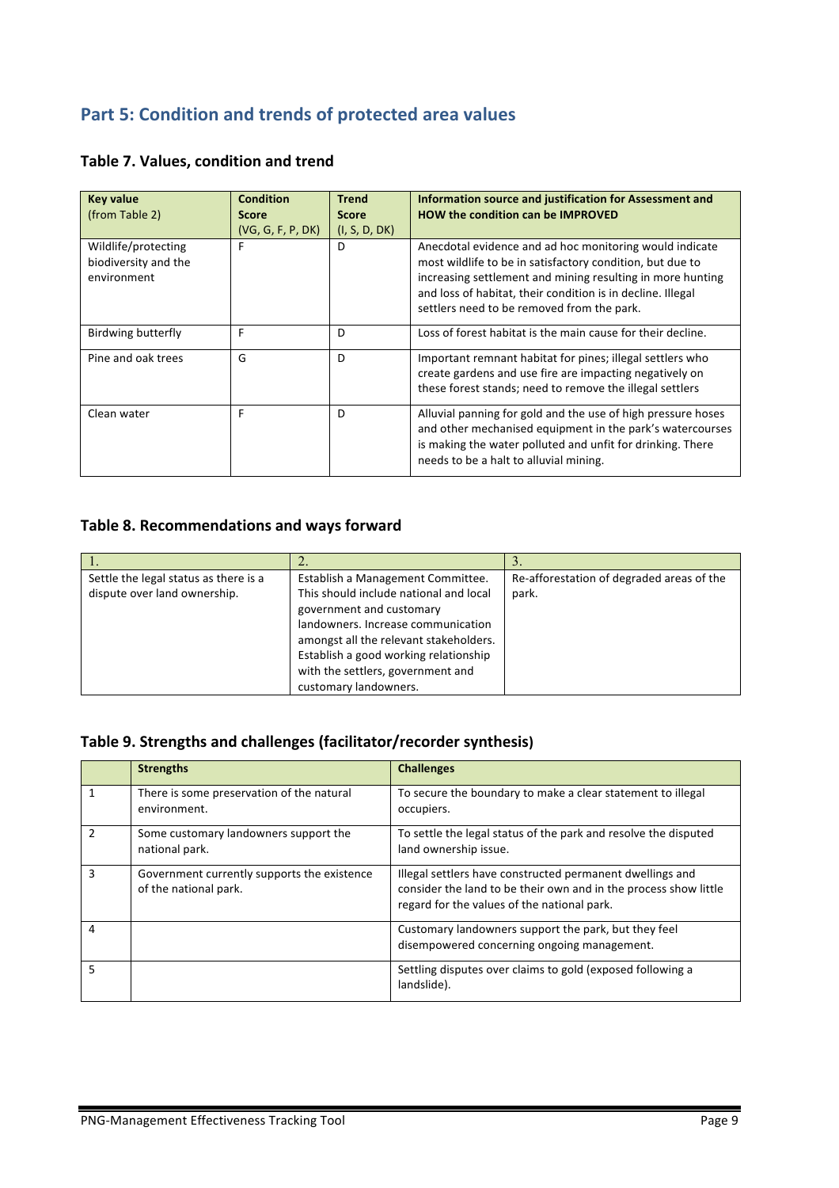## Part 5: Condition and trends of protected area values

### Table 7. Values, condition and trend

| **Key value** (from Table 2) | **Condition Score** (VG, G, F, P, DK) | **Trend Score** (I, S, D, DK) | **Information source and justification for Assessment and HOW the condition can be IMPROVED** |
|---|---|---|---|
| Wildlife/protecting biodiversity and the environment | F | D | Anecdotal evidence and ad hoc monitoring would indicate most wildlife to be in satisfactory condition, but due to increasing settlement and mining resulting in more hunting and loss of habitat, their condition is in decline. Illegal settlers need to be removed from the park. |
| Birdwing butterfly | F | D | Loss of forest habitat is the main cause for their decline. |
| Pine and oak trees | G | D | Important remnant habitat for pines; illegal settlers who create gardens and use fire are impacting negatively on these forest stands; need to remove the illegal settlers |
| Clean water | F | D | Alluvial panning for gold and the use of high pressure hoses and other mechanised equipment in the park's watercourses is making the water polluted and unfit for drinking. There needs to be a halt to alluvial mining. |

### Table 8. Recommendations and ways forward

| 1. | 2. | 3. |
|---|---|---|
| Settle the legal status as there is a dispute over land ownership. | Establish a Management Committee. This should include national and local government and customary landowners. Increase communication amongst all the relevant stakeholders. Establish a good working relationship with the settlers, government and customary landowners. | Re-afforestation of degraded areas of the park. |

### Table 9. Strengths and challenges (facilitator/recorder synthesis)

| | **Strengths** | **Challenges** |
|---|---|---|
| 1 | There is some preservation of the natural environment. | To secure the boundary to make a clear statement to illegal occupiers. |
| 2 | Some customary landowners support the national park. | To settle the legal status of the park and resolve the disputed land ownership issue. |
| 3 | Government currently supports the existence of the national park. | Illegal settlers have constructed permanent dwellings and consider the land to be their own and in the process show little regard for the values of the national park. |
| 4 | | Customary landowners support the park, but they feel disempowered concerning ongoing management. |
| 5 | | Settling disputes over claims to gold (exposed following a landslide). |